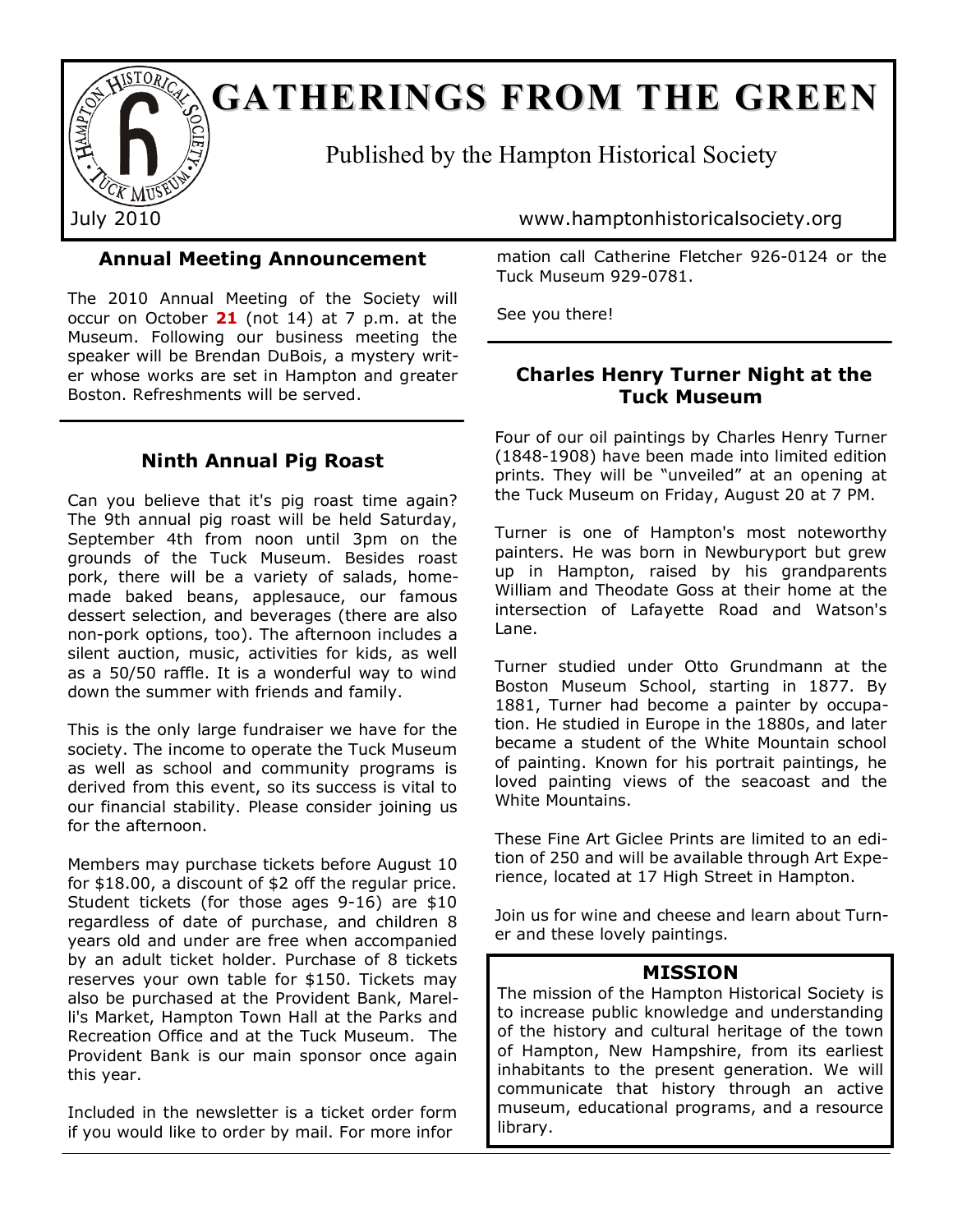# GATHERINGS FROM THE GREEN

Published by the Hampton Historical Society

July 2010

www.hamptonhistoricalsociety.org

## Annual Meeting Announcement

The 2010 Annual Meeting of the Society will occur on October **21** (not 14) at 7 p.m. at the Museum. Following our business meeting the speaker will be Brendan DuBois, a mystery writer whose works are set in Hampton and greater Boston. Refreshments will be served.

## Ninth Annual Pig Roast

Can you believe that it's pig roast time again? The 9th annual pig roast will be held Saturday, September 4th from noon until 3pm on the grounds of the Tuck Museum. Besides roast pork, there will be a variety of salads, homemade baked beans, applesauce, our famous dessert selection, and beverages (there are also non-pork options, too). The afternoon includes a silent auction, music, activities for kids, as well as a 50/50 raffle. It is a wonderful way to wind down the summer with friends and family.

This is the only large fundraiser we have for the society. The income to operate the Tuck Museum as well as school and community programs is derived from this event, so its success is vital to our financial stability. Please consider joining us for the afternoon.

Members may purchase tickets before August 10 for $18.00, a discount of $2 off the regular price. Student tickets (for those ages 9-16) are $10 regardless of date of purchase, and children 8 years old and under are free when accompanied by an adult ticket holder. Purchase of 8 tickets reserves your own table for $150. Tickets may also be purchased at the Provident Bank, Marelli's Market, Hampton Town Hall at the Parks and Recreation Office and at the Tuck Museum. The Provident Bank is our main sponsor once again this year.

Included in the newsletter is a ticket order form if you would like to order by mail. For more information call Catherine Fletcher 926-0124 or the Tuck Museum 929-0781.

See you there!

## Charles Henry Turner Night at the Tuck Museum

Four of our oil paintings by Charles Henry Turner (1848-1908) have been made into limited edition prints. They will be "unveiled" at an opening at the Tuck Museum on Friday, August 20 at 7 PM.

Turner is one of Hampton's most noteworthy painters. He was born in Newburyport but grew up in Hampton, raised by his grandparents William and Theodate Goss at their home at the intersection of Lafayette Road and Watson's Lane.

Turner studied under Otto Grundmann at the Boston Museum School, starting in 1877. By 1881, Turner had become a painter by occupation. He studied in Europe in the 1880s, and later became a student of the White Mountain school of painting. Known for his portrait paintings, he loved painting views of the seacoast and the White Mountains.

These Fine Art Giclee Prints are limited to an edition of 250 and will be available through Art Experience, located at 17 High Street in Hampton.

Join us for wine and cheese and learn about Turner and these lovely paintings.

## MISSION

The mission of the Hampton Historical Society is to increase public knowledge and understanding of the history and cultural heritage of the town of Hampton, New Hampshire, from its earliest inhabitants to the present generation. We will communicate that history through an active museum, educational programs, and a resource library.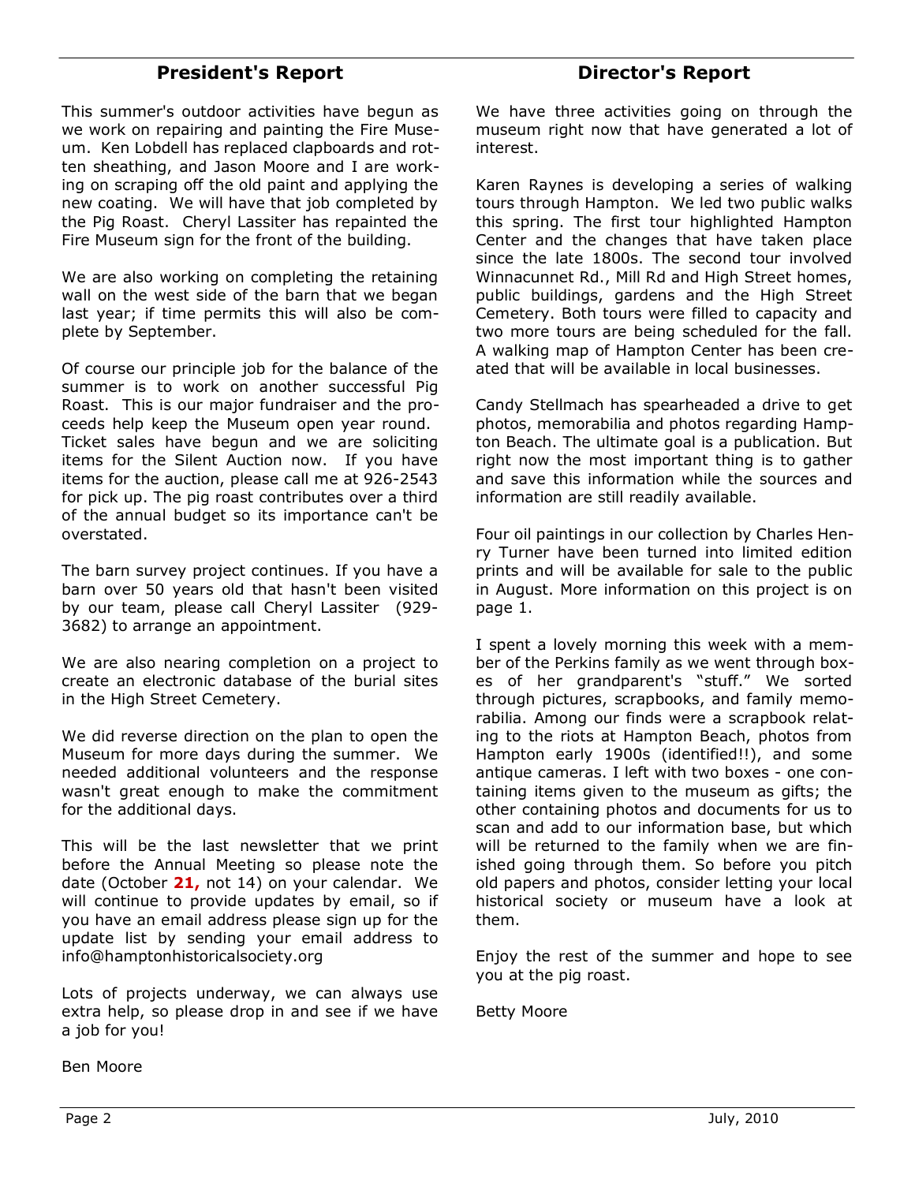## President's Report

This summer's outdoor activities have begun as we work on repairing and painting the Fire Museum. Ken Lobdell has replaced clapboards and rotten sheathing, and Jason Moore and I are working on scraping off the old paint and applying the new coating. We will have that job completed by the Pig Roast. Cheryl Lassiter has repainted the Fire Museum sign for the front of the building.

We are also working on completing the retaining wall on the west side of the barn that we began last year; if time permits this will also be complete by September.

Of course our principle job for the balance of the summer is to work on another successful Pig Roast. This is our major fundraiser and the proceeds help keep the Museum open year round. Ticket sales have begun and we are soliciting items for the Silent Auction now. If you have items for the auction, please call me at 926-2543 for pick up. The pig roast contributes over a third of the annual budget so its importance can't be overstated.

The barn survey project continues. If you have a barn over 50 years old that hasn't been visited by our team, please call Cheryl Lassiter (929-3682) to arrange an appointment.

We are also nearing completion on a project to create an electronic database of the burial sites in the High Street Cemetery.

We did reverse direction on the plan to open the Museum for more days during the summer. We needed additional volunteers and the response wasn't great enough to make the commitment for the additional days.

This will be the last newsletter that we print before the Annual Meeting so please note the date (October **21,** not 14) on your calendar. We will continue to provide updates by email, so if you have an email address please sign up for the update list by sending your email address to info@hamptonhistoricalsociety.org

Lots of projects underway, we can always use extra help, so please drop in and see if we have a job for you!

Ben Moore

## Director's Report

We have three activities going on through the museum right now that have generated a lot of interest.

Karen Raynes is developing a series of walking tours through Hampton. We led two public walks this spring. The first tour highlighted Hampton Center and the changes that have taken place since the late 1800s. The second tour involved Winnacunnet Rd., Mill Rd and High Street homes, public buildings, gardens and the High Street Cemetery. Both tours were filled to capacity and two more tours are being scheduled for the fall. A walking map of Hampton Center has been created that will be available in local businesses.

Candy Stellmach has spearheaded a drive to get photos, memorabilia and photos regarding Hampton Beach. The ultimate goal is a publication. But right now the most important thing is to gather and save this information while the sources and information are still readily available.

Four oil paintings in our collection by Charles Henry Turner have been turned into limited edition prints and will be available for sale to the public in August. More information on this project is on page 1.

I spent a lovely morning this week with a member of the Perkins family as we went through boxes of her grandparent's "stuff." We sorted through pictures, scrapbooks, and family memorabilia. Among our finds were a scrapbook relating to the riots at Hampton Beach, photos from Hampton early 1900s (identified!!), and some antique cameras. I left with two boxes - one containing items given to the museum as gifts; the other containing photos and documents for us to scan and add to our information base, but which will be returned to the family when we are finished going through them. So before you pitch old papers and photos, consider letting your local historical society or museum have a look at them.

Enjoy the rest of the summer and hope to see you at the pig roast.

Betty Moore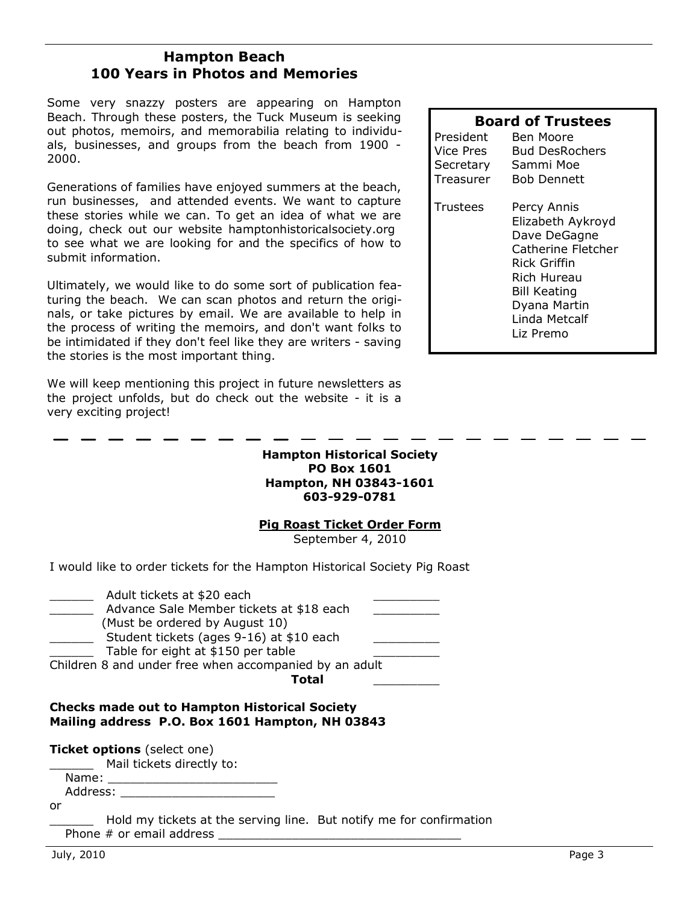## Hampton Beach
## 100 Years in Photos and Memories

Some very snazzy posters are appearing on Hampton Beach. Through these posters, the Tuck Museum is seeking out photos, memoirs, and memorabilia relating to individuals, businesses, and groups from the beach from 1900 - 2000.

Generations of families have enjoyed summers at the beach, run businesses, and attended events. We want to capture these stories while we can. To get an idea of what we are doing, check out our website hamptonhistoricalsociety.org to see what we are looking for and the specifics of how to submit information.

Ultimately, we would like to do some sort of publication featuring the beach. We can scan photos and return the originals, or take pictures by email. We are available to help in the process of writing the memoirs, and don't want folks to be intimidated if they don't feel like they are writers - saving the stories is the most important thing.

We will keep mentioning this project in future newsletters as the project unfolds, but do check out the website - it is a very exciting project!

### Board of Trustees

| | |
|---|---|
| President | Ben Moore |
| Vice Pres | Bud DesRochers |
| Secretary | Sammi Moe |
| Treasurer | Bob Dennett |
| Trustees | Percy Annis |
| | Elizabeth Aykroyd |
| | Dave DeGagne |
| | Catherine Fletcher |
| | Rick Griffin |
| | Rich Hureau |
| | Bill Keating |
| | Dyana Martin |
| | Linda Metcalf |
| | Liz Premo |

---

**Hampton Historical Society**
**PO Box 1601**
**Hampton, NH 03843-1601**
**603-929-0781**

**Pig Roast Ticket Order Form**
September 4, 2010

I would like to order tickets for the Hampton Historical Society Pig Roast

______ Adult tickets at $20 each _________
______ Advance Sale Member tickets at $18 each _________
(Must be ordered by August 10)
______ Student tickets (ages 9-16) at $10 each _________
______ Table for eight at $150 per table _________
Children 8 and under free when accompanied by an adult
**Total** _________

**Checks made out to Hampton Historical Society**
**Mailing address P.O. Box 1601 Hampton, NH 03843**

**Ticket options** (select one)
______ Mail tickets directly to:
Name: _______________________
Address: _____________________
or
______ Hold my tickets at the serving line. But notify me for confirmation
Phone # or email address _________________________________

July, 2010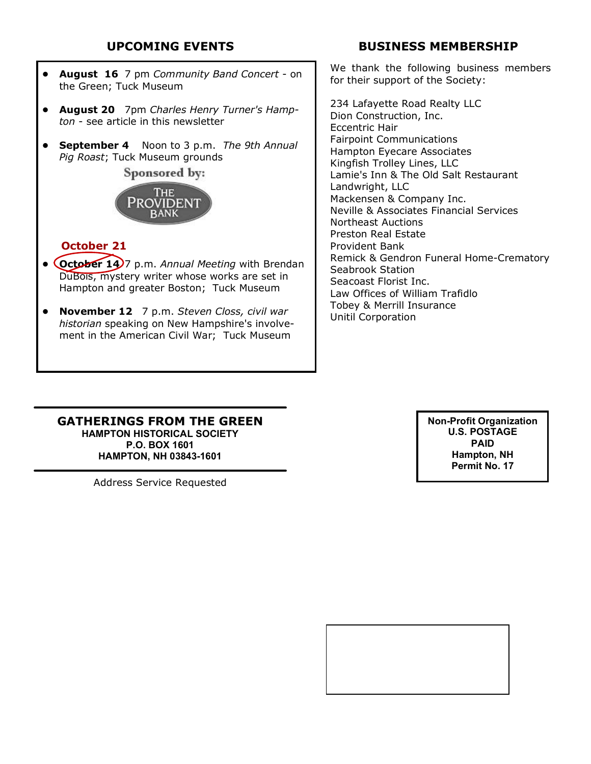## UPCOMING EVENTS

- **August 16** 7 pm *Community Band Concert* - on the Green; Tuck Museum
- **August 20** 7pm *Charles Henry Turner's Hampton* - see article in this newsletter
- **September 4** Noon to 3 p.m. *The 9th Annual Pig Roast*; Tuck Museum grounds

Sponsored by:

THE PROVIDENT BANK

**October 21**

- ~~**October 14**~~ 7 p.m. *Annual Meeting* with Brendan DuBois, mystery writer whose works are set in Hampton and greater Boston; Tuck Museum
- **November 12** 7 p.m. *Steven Closs, civil war historian* speaking on New Hampshire's involvement in the American Civil War; Tuck Museum

## BUSINESS MEMBERSHIP

We thank the following business members for their support of the Society:

234 Lafayette Road Realty LLC
Dion Construction, Inc.
Eccentric Hair
Fairpoint Communications
Hampton Eyecare Associates
Kingfish Trolley Lines, LLC
Lamie's Inn & The Old Salt Restaurant
Landwright, LLC
Mackensen & Company Inc.
Neville & Associates Financial Services
Northeast Auctions
Preston Real Estate
Provident Bank
Remick & Gendron Funeral Home-Crematory
Seabrook Station
Seacoast Florist Inc.
Law Offices of William Trafidlo
Tobey & Merrill Insurance
Unitil Corporation

---

**GATHERINGS FROM THE GREEN**
**HAMPTON HISTORICAL SOCIETY**
**P.O. BOX 1601**
**HAMPTON, NH 03843-1601**

---

Address Service Requested

**Non-Profit Organization**
**U.S. POSTAGE**
**PAID**
**Hampton, NH**
**Permit No. 17**